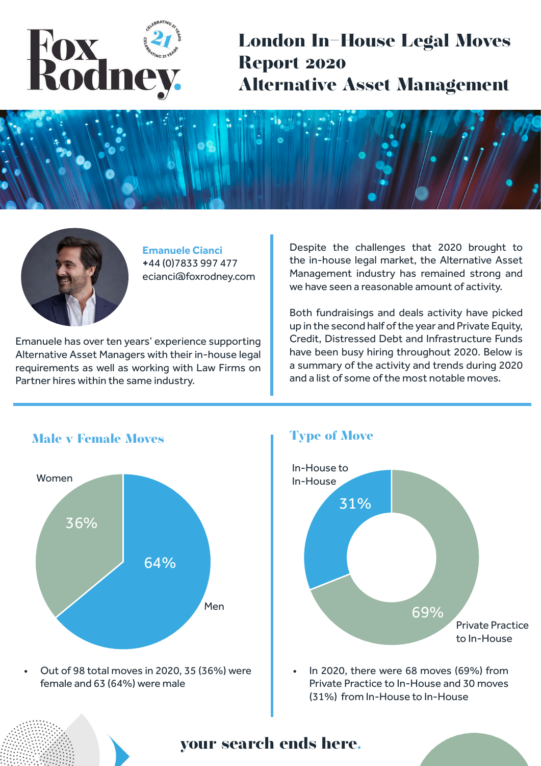Fox Rodney.

Celebrating 21 years

# London In-House Legal Moves Report 2020 Alternative Asset Management

**Emanuele Cianci**
+44 (0)7833 997 477
ecianci@foxrodney.com

Emanuele has over ten years' experience supporting Alternative Asset Managers with their in-house legal requirements as well as working with Law Firms on Partner hires within the same industry.

Despite the challenges that 2020 brought to the in-house legal market, the Alternative Asset Management industry has remained strong and we have seen a reasonable amount of activity.

Both fundraisings and deals activity have picked up in the second half of the year and Private Equity, Credit, Distressed Debt and Infrastructure Funds have been busy hiring throughout 2020. Below is a summary of the activity and trends during 2020 and a list of some of the most notable moves.

## Male v Female Moves

| Category | Share |
| --- | --- |
| Women | 36% |
| Men | 64% |

- Out of 98 total moves in 2020, 35 (36%) were female and 63 (64%) were male

## Type of Move

| Category | Share |
| --- | --- |
| In-House to In-House | 31% |
| Private Practice to In-House | 69% |

- In 2020, there were 68 moves (69%) from Private Practice to In-House and 30 moves (31%) from In-House to In-House

your search ends here.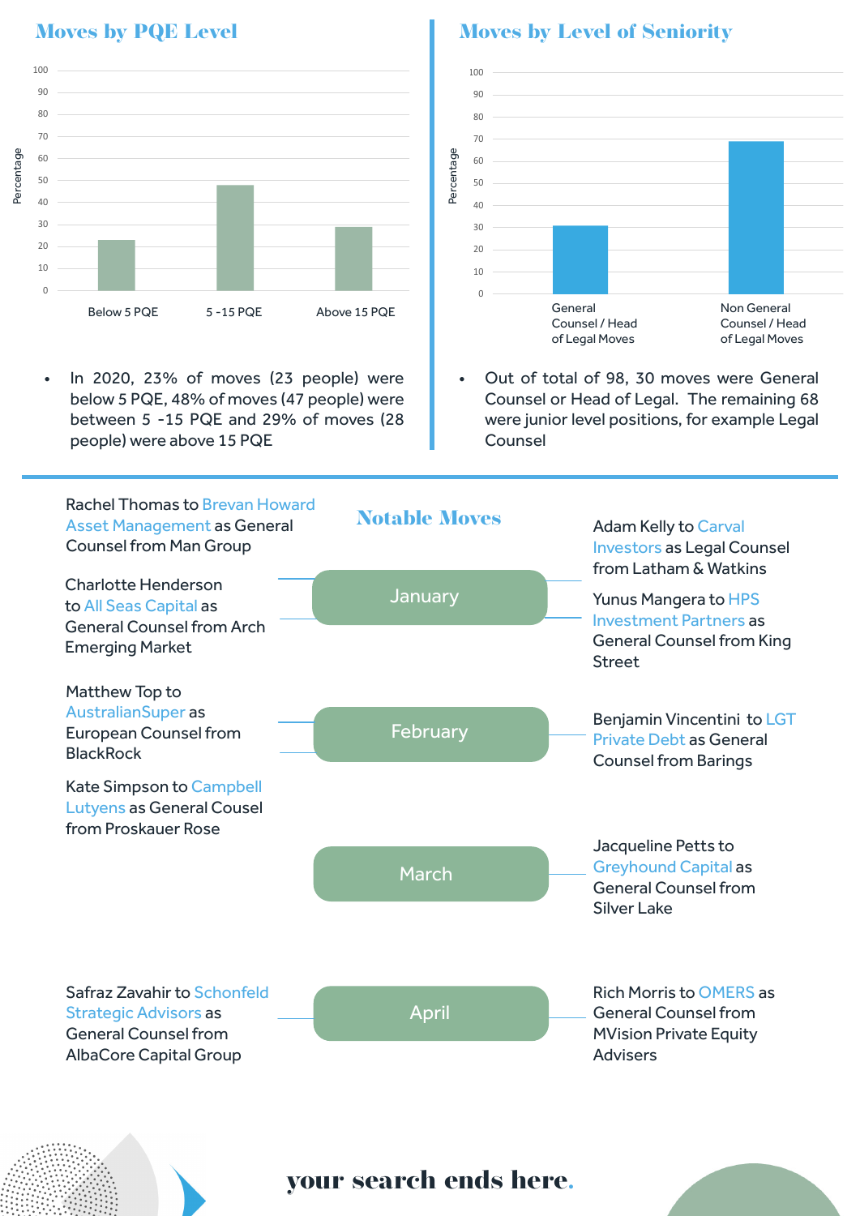## Moves by PQE Level

| | Percentage |
|---|---|
| Below 5 PQE | 23 |
| 5 -15 PQE | 48 |
| Above 15 PQE | 29 |

- In 2020, 23% of moves (23 people) were below 5 PQE, 48% of moves (47 people) were between 5 -15 PQE and 29% of moves (28 people) were above 15 PQE

## Moves by Level of Seniority

| | Percentage |
|---|---|
| General Counsel / Head of Legal Moves | 31 |
| Non General Counsel / Head of Legal Moves | 69 |

- Out of total of 98, 30 moves were General Counsel or Head of Legal. The remaining 68 were junior level positions, for example Legal Counsel

## Notable Moves

### January

- Rachel Thomas to Brevan Howard Asset Management as General Counsel from Man Group
- Charlotte Henderson to All Seas Capital as General Counsel from Arch Emerging Market
- Adam Kelly to Carval Investors as Legal Counsel from Latham & Watkins
- Yunus Mangera to HPS Investment Partners as General Counsel from King Street

### February

- Matthew Top to AustralianSuper as European Counsel from BlackRock
- Kate Simpson to Campbell Lutyens as General Cousel from Proskauer Rose
- Benjamin Vincentini to LGT Private Debt as General Counsel from Barings

### March

- Jacqueline Petts to Greyhound Capital as General Counsel from Silver Lake

### April

- Safraz Zavahir to Schonfeld Strategic Advisors as General Counsel from AlbaCore Capital Group
- Rich Morris to OMERS as General Counsel from MVision Private Equity Advisers

your search ends here.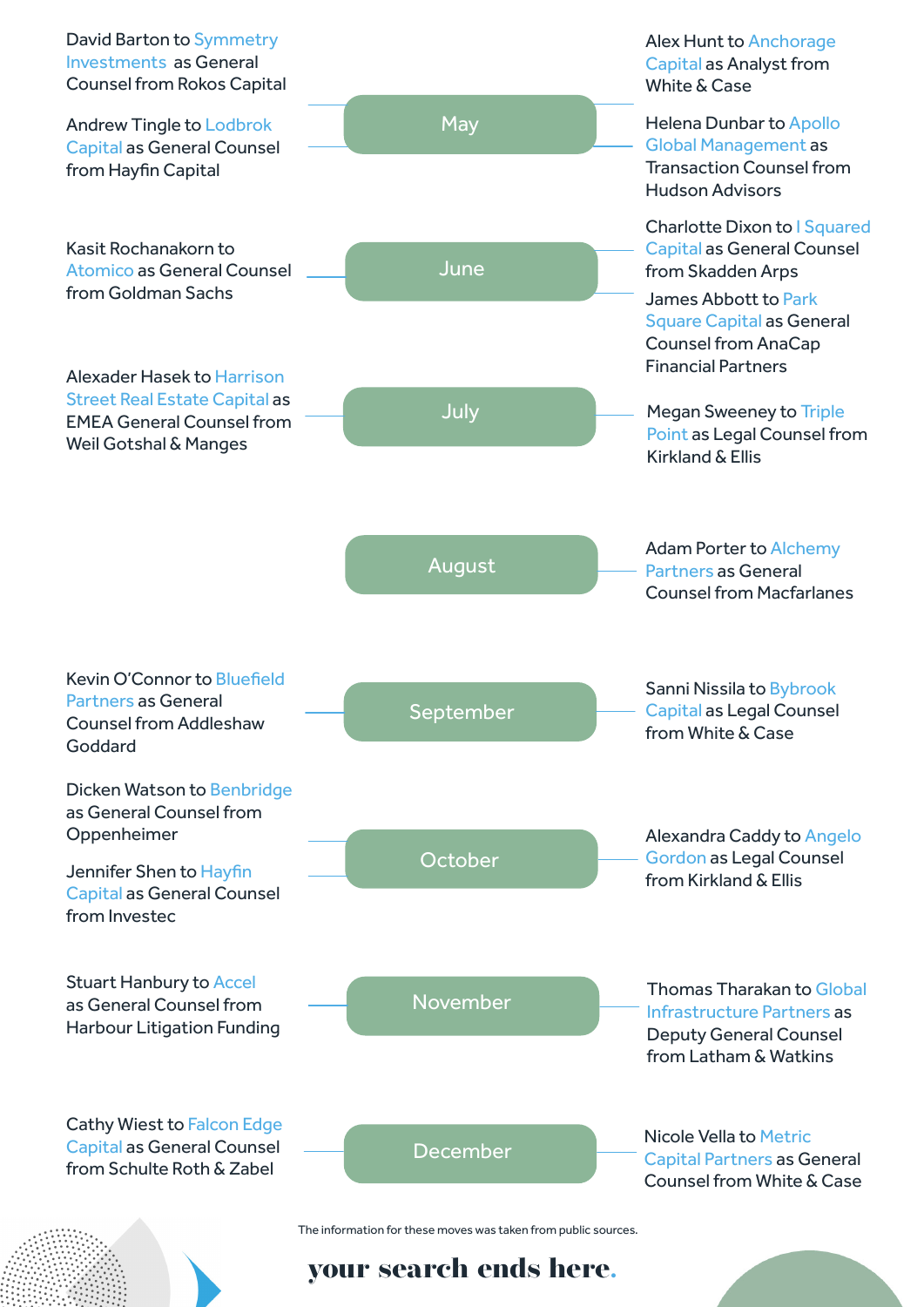## May

David Barton to Symmetry Investments as General Counsel from Rokos Capital

Andrew Tingle to Lodbrok Capital as General Counsel from Hayfin Capital

Alex Hunt to Anchorage Capital as Analyst from White & Case

Helena Dunbar to Apollo Global Management as Transaction Counsel from Hudson Advisors

## June

Kasit Rochanakorn to Atomico as General Counsel from Goldman Sachs

Charlotte Dixon to I Squared Capital as General Counsel from Skadden Arps

James Abbott to Park Square Capital as General Counsel from AnaCap Financial Partners

## July

Alexader Hasek to Harrison Street Real Estate Capital as EMEA General Counsel from Weil Gotshal & Manges

Megan Sweeney to Triple Point as Legal Counsel from Kirkland & Ellis

## August

Adam Porter to Alchemy Partners as General Counsel from Macfarlanes

## September

Kevin O'Connor to Bluefield Partners as General Counsel from Addleshaw Goddard

Sanni Nissila to Bybrook Capital as Legal Counsel from White & Case

## October

Dicken Watson to Benbridge as General Counsel from Oppenheimer

Jennifer Shen to Hayfin Capital as General Counsel from Investec

Alexandra Caddy to Angelo Gordon as Legal Counsel from Kirkland & Ellis

## November

Stuart Hanbury to Accel as General Counsel from Harbour Litigation Funding

Thomas Tharakan to Global Infrastructure Partners as Deputy General Counsel from Latham & Watkins

## December

Cathy Wiest to Falcon Edge Capital as General Counsel from Schulte Roth & Zabel

Nicole Vella to Metric Capital Partners as General Counsel from White & Case

The information for these moves was taken from public sources.

your search ends here.